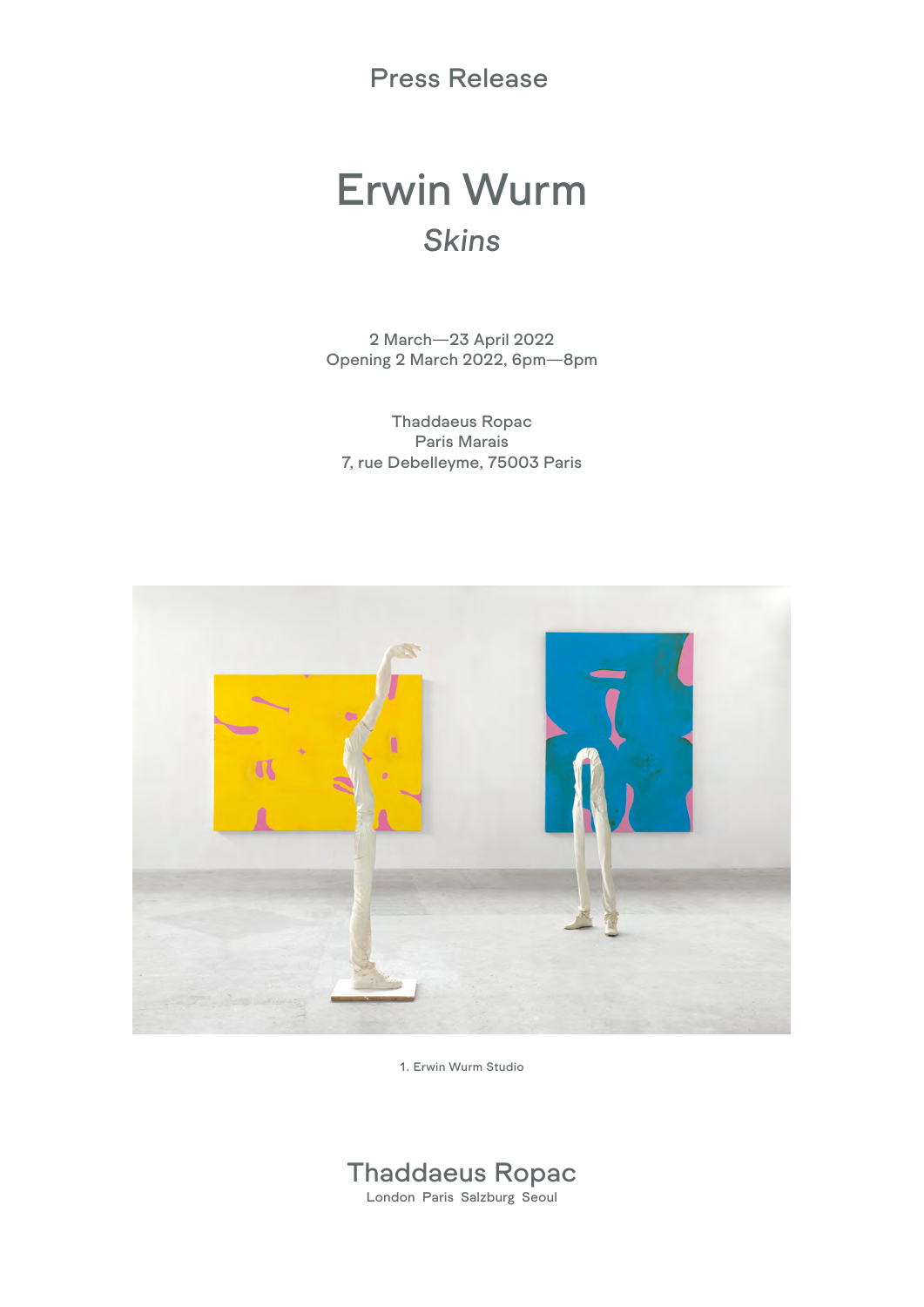Press Release

# Erwin Wurm

## *Skins*

2 March—23 April 2022
Opening 2 March 2022, 6pm—8pm

Thaddaeus Ropac
Paris Marais
7, rue Debelleyme, 75003 Paris

1. Erwin Wurm Studio

Thaddaeus Ropac
London Paris Salzburg Seoul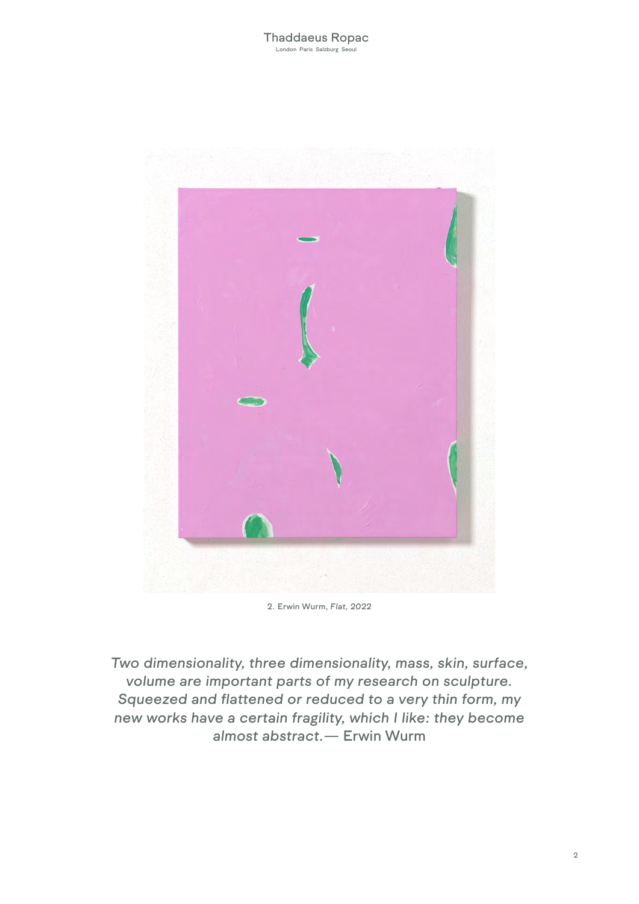2. Erwin Wurm, *Flat, 2022*

*Two dimensionality, three dimensionality, mass, skin, surface, volume are important parts of my research on sculpture. Squeezed and flattened or reduced to a very thin form, my new works have a certain fragility, which I like: they become almost abstract.*— Erwin Wurm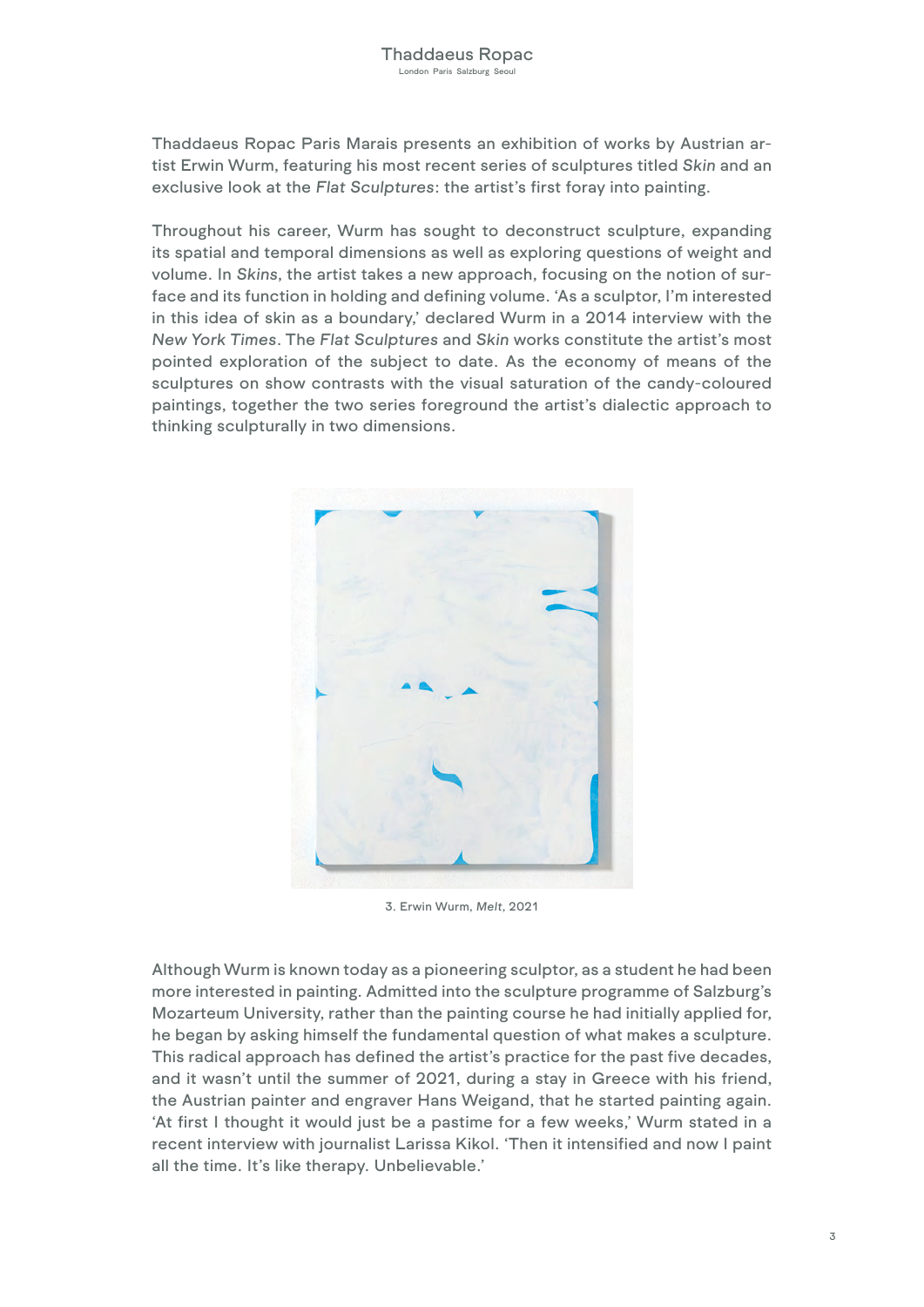Thaddaeus Ropac Paris Marais presents an exhibition of works by Austrian artist Erwin Wurm, featuring his most recent series of sculptures titled *Skin* and an exclusive look at the *Flat Sculptures*: the artist's first foray into painting.

Throughout his career, Wurm has sought to deconstruct sculpture, expanding its spatial and temporal dimensions as well as exploring questions of weight and volume. In *Skins*, the artist takes a new approach, focusing on the notion of surface and its function in holding and defining volume. 'As a sculptor, I'm interested in this idea of skin as a boundary,' declared Wurm in a 2014 interview with the *New York Times*. The *Flat Sculptures* and *Skin* works constitute the artist's most pointed exploration of the subject to date. As the economy of means of the sculptures on show contrasts with the visual saturation of the candy-coloured paintings, together the two series foreground the artist's dialectic approach to thinking sculpturally in two dimensions.

3. Erwin Wurm, *Melt*, 2021

Although Wurm is known today as a pioneering sculptor, as a student he had been more interested in painting. Admitted into the sculpture programme of Salzburg's Mozarteum University, rather than the painting course he had initially applied for, he began by asking himself the fundamental question of what makes a sculpture. This radical approach has defined the artist's practice for the past five decades, and it wasn't until the summer of 2021, during a stay in Greece with his friend, the Austrian painter and engraver Hans Weigand, that he started painting again. 'At first I thought it would just be a pastime for a few weeks,' Wurm stated in a recent interview with journalist Larissa Kikol. 'Then it intensified and now I paint all the time. It's like therapy. Unbelievable.'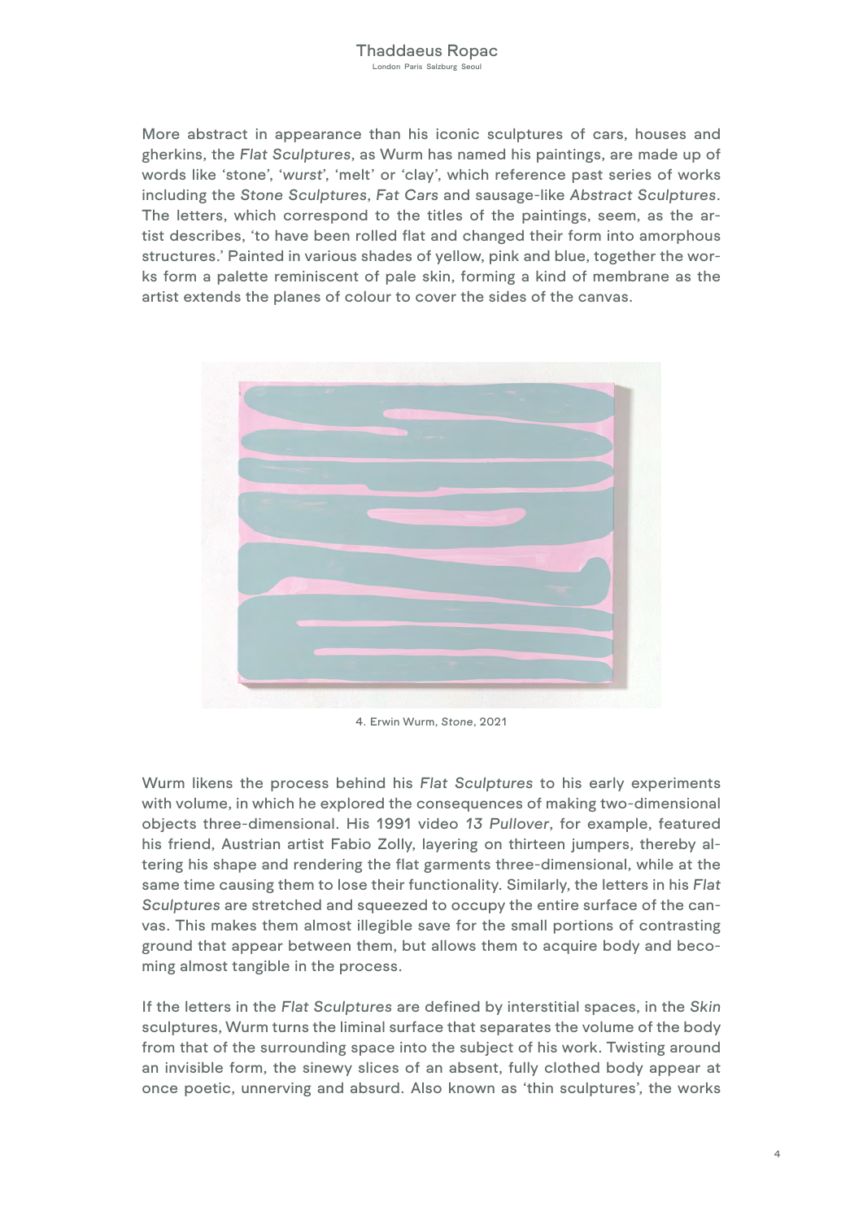More abstract in appearance than his iconic sculptures of cars, houses and gherkins, the *Flat Sculptures*, as Wurm has named his paintings, are made up of words like 'stone', '*wurst*', 'melt' or 'clay', which reference past series of works including the *Stone Sculptures*, *Fat Cars* and sausage-like *Abstract Sculptures*. The letters, which correspond to the titles of the paintings, seem, as the artist describes, 'to have been rolled flat and changed their form into amorphous structures.' Painted in various shades of yellow, pink and blue, together the works form a palette reminiscent of pale skin, forming a kind of membrane as the artist extends the planes of colour to cover the sides of the canvas.

4. Erwin Wurm, *Stone*, 2021

Wurm likens the process behind his *Flat Sculptures* to his early experiments with volume, in which he explored the consequences of making two-dimensional objects three-dimensional. His 1991 video *13 Pullover*, for example, featured his friend, Austrian artist Fabio Zolly, layering on thirteen jumpers, thereby altering his shape and rendering the flat garments three-dimensional, while at the same time causing them to lose their functionality. Similarly, the letters in his *Flat Sculptures* are stretched and squeezed to occupy the entire surface of the canvas. This makes them almost illegible save for the small portions of contrasting ground that appear between them, but allows them to acquire body and becoming almost tangible in the process.

If the letters in the *Flat Sculptures* are defined by interstitial spaces, in the *Skin* sculptures, Wurm turns the liminal surface that separates the volume of the body from that of the surrounding space into the subject of his work. Twisting around an invisible form, the sinewy slices of an absent, fully clothed body appear at once poetic, unnerving and absurd. Also known as 'thin sculptures', the works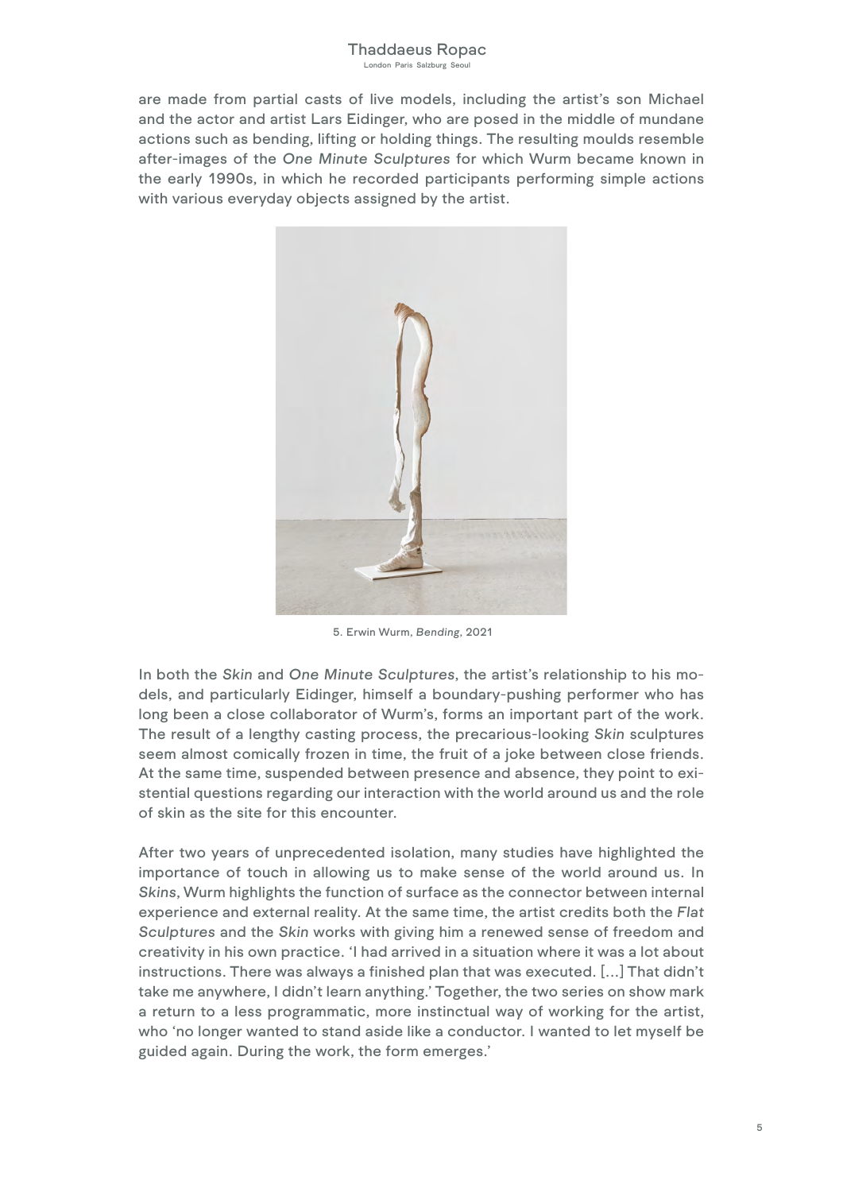are made from partial casts of live models, including the artist's son Michael and the actor and artist Lars Eidinger, who are posed in the middle of mundane actions such as bending, lifting or holding things. The resulting moulds resemble after-images of the *One Minute Sculptures* for which Wurm became known in the early 1990s, in which he recorded participants performing simple actions with various everyday objects assigned by the artist.

5. Erwin Wurm, *Bending*, 2021

In both the *Skin* and *One Minute Sculptures*, the artist's relationship to his models, and particularly Eidinger, himself a boundary-pushing performer who has long been a close collaborator of Wurm's, forms an important part of the work. The result of a lengthy casting process, the precarious-looking *Skin* sculptures seem almost comically frozen in time, the fruit of a joke between close friends. At the same time, suspended between presence and absence, they point to existential questions regarding our interaction with the world around us and the role of skin as the site for this encounter.

After two years of unprecedented isolation, many studies have highlighted the importance of touch in allowing us to make sense of the world around us. In *Skins*, Wurm highlights the function of surface as the connector between internal experience and external reality. At the same time, the artist credits both the *Flat Sculptures* and the *Skin* works with giving him a renewed sense of freedom and creativity in his own practice. 'I had arrived in a situation where it was a lot about instructions. There was always a finished plan that was executed. [...] That didn't take me anywhere, I didn't learn anything.' Together, the two series on show mark a return to a less programmatic, more instinctual way of working for the artist, who 'no longer wanted to stand aside like a conductor. I wanted to let myself be guided again. During the work, the form emerges.'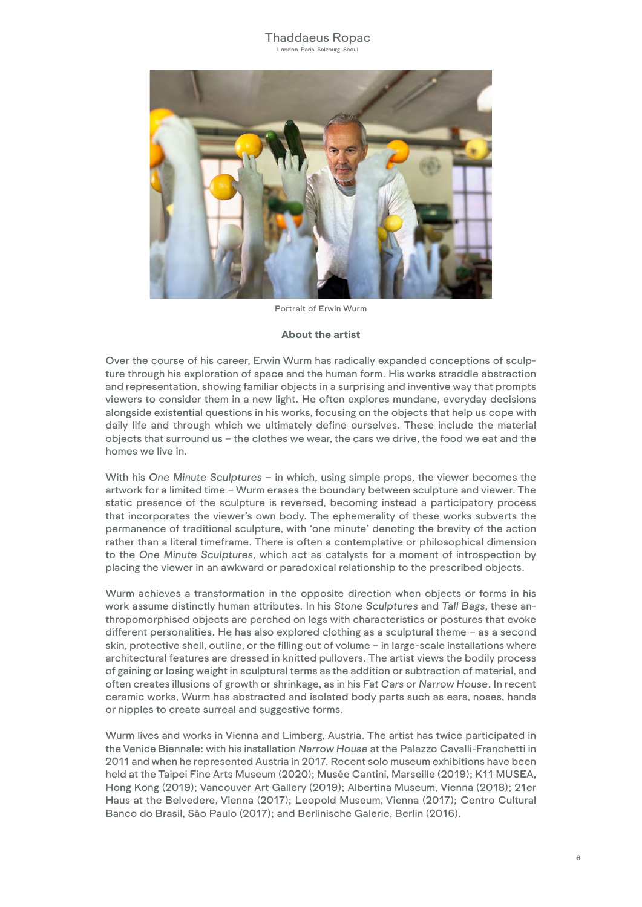Portrait of Erwin Wurm

### About the artist

Over the course of his career, Erwin Wurm has radically expanded conceptions of sculpture through his exploration of space and the human form. His works straddle abstraction and representation, showing familiar objects in a surprising and inventive way that prompts viewers to consider them in a new light. He often explores mundane, everyday decisions alongside existential questions in his works, focusing on the objects that help us cope with daily life and through which we ultimately define ourselves. These include the material objects that surround us – the clothes we wear, the cars we drive, the food we eat and the homes we live in.

With his *One Minute Sculptures* – in which, using simple props, the viewer becomes the artwork for a limited time – Wurm erases the boundary between sculpture and viewer. The static presence of the sculpture is reversed, becoming instead a participatory process that incorporates the viewer's own body. The ephemerality of these works subverts the permanence of traditional sculpture, with 'one minute' denoting the brevity of the action rather than a literal timeframe. There is often a contemplative or philosophical dimension to the *One Minute Sculptures*, which act as catalysts for a moment of introspection by placing the viewer in an awkward or paradoxical relationship to the prescribed objects.

Wurm achieves a transformation in the opposite direction when objects or forms in his work assume distinctly human attributes. In his *Stone Sculptures* and *Tall Bags*, these anthropomorphised objects are perched on legs with characteristics or postures that evoke different personalities. He has also explored clothing as a sculptural theme – as a second skin, protective shell, outline, or the filling out of volume – in large-scale installations where architectural features are dressed in knitted pullovers. The artist views the bodily process of gaining or losing weight in sculptural terms as the addition or subtraction of material, and often creates illusions of growth or shrinkage, as in his *Fat Cars* or *Narrow House*. In recent ceramic works, Wurm has abstracted and isolated body parts such as ears, noses, hands or nipples to create surreal and suggestive forms.

Wurm lives and works in Vienna and Limberg, Austria. The artist has twice participated in the Venice Biennale: with his installation *Narrow House* at the Palazzo Cavalli-Franchetti in 2011 and when he represented Austria in 2017. Recent solo museum exhibitions have been held at the Taipei Fine Arts Museum (2020); Musée Cantini, Marseille (2019); K11 MUSEA, Hong Kong (2019); Vancouver Art Gallery (2019); Albertina Museum, Vienna (2018); 21er Haus at the Belvedere, Vienna (2017); Leopold Museum, Vienna (2017); Centro Cultural Banco do Brasil, São Paulo (2017); and Berlinische Galerie, Berlin (2016).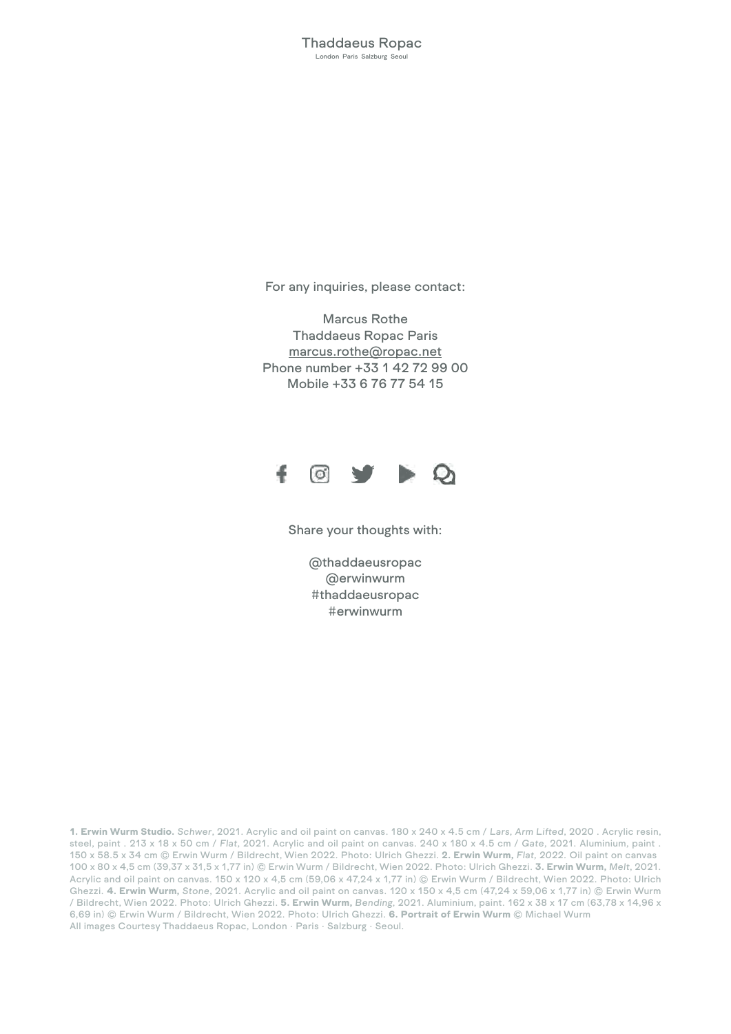For any inquiries, please contact:

Marcus Rothe
Thaddaeus Ropac Paris
marcus.rothe@ropac.net
Phone number +33 1 42 72 99 00
Mobile +33 6 76 77 54 15

Share your thoughts with:

@thaddaeusropac
@erwinwurm
#thaddaeusropac
#erwinwurm

**1. Erwin Wurm Studio.** *Schwer*, 2021. Acrylic and oil paint on canvas. 180 x 240 x 4.5 cm / *Lars, Arm Lifted*, 2020 . Acrylic resin, steel, paint . 213 x 18 x 50 cm / *Flat*, 2021. Acrylic and oil paint on canvas. 240 x 180 x 4.5 cm / *Gate*, 2021. Aluminium, paint . 150 x 58.5 x 34 cm © Erwin Wurm / Bildrecht, Wien 2022. Photo: Ulrich Ghezzi. **2. Erwin Wurm,** *Flat, 2022.* Oil paint on canvas 100 x 80 x 4,5 cm (39,37 x 31,5 x 1,77 in) © Erwin Wurm / Bildrecht, Wien 2022. Photo: Ulrich Ghezzi. **3. Erwin Wurm,** *Melt*, 2021. Acrylic and oil paint on canvas. 150 x 120 x 4,5 cm (59,06 x 47,24 x 1,77 in) © Erwin Wurm / Bildrecht, Wien 2022. Photo: Ulrich Ghezzi. **4. Erwin Wurm,** *Stone*, 2021. Acrylic and oil paint on canvas. 120 x 150 x 4,5 cm (47,24 x 59,06 x 1,77 in) © Erwin Wurm / Bildrecht, Wien 2022. Photo: Ulrich Ghezzi. **5. Erwin Wurm,** *Bending*, 2021. Aluminium, paint. 162 x 38 x 17 cm (63,78 x 14,96 x 6,69 in) © Erwin Wurm / Bildrecht, Wien 2022. Photo: Ulrich Ghezzi. **6. Portrait of Erwin Wurm** © Michael Wurm
All images Courtesy Thaddaeus Ropac, London · Paris · Salzburg · Seoul.